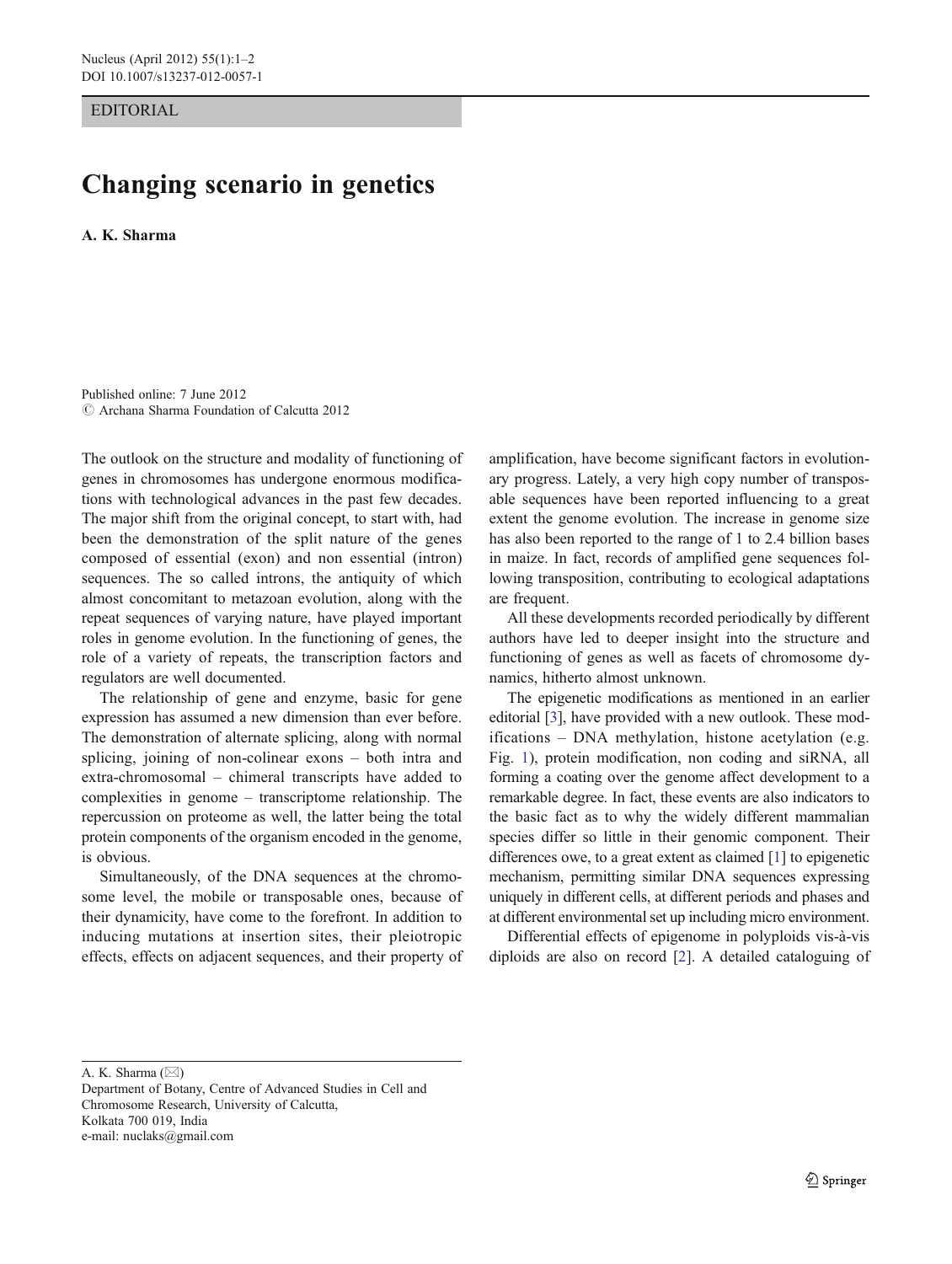EDITORIAL

# Changing scenario in genetics

**A. K. Sharma**

Published online: 7 June 2012
© Archana Sharma Foundation of Calcutta 2012

The outlook on the structure and modality of functioning of genes in chromosomes has undergone enormous modifications with technological advances in the past few decades. The major shift from the original concept, to start with, had been the demonstration of the split nature of the genes composed of essential (exon) and non essential (intron) sequences. The so called introns, the antiquity of which almost concomitant to metazoan evolution, along with the repeat sequences of varying nature, have played important roles in genome evolution. In the functioning of genes, the role of a variety of repeats, the transcription factors and regulators are well documented.

The relationship of gene and enzyme, basic for gene expression has assumed a new dimension than ever before. The demonstration of alternate splicing, along with normal splicing, joining of non-colinear exons – both intra and extra-chromosomal – chimeral transcripts have added to complexities in genome – transcriptome relationship. The repercussion on proteome as well, the latter being the total protein components of the organism encoded in the genome, is obvious.

Simultaneously, of the DNA sequences at the chromosome level, the mobile or transposable ones, because of their dynamicity, have come to the forefront. In addition to inducing mutations at insertion sites, their pleiotropic effects, effects on adjacent sequences, and their property of amplification, have become significant factors in evolutionary progress. Lately, a very high copy number of transposable sequences have been reported influencing to a great extent the genome evolution. The increase in genome size has also been reported to the range of 1 to 2.4 billion bases in maize. In fact, records of amplified gene sequences following transposition, contributing to ecological adaptations are frequent.

All these developments recorded periodically by different authors have led to deeper insight into the structure and functioning of genes as well as facets of chromosome dynamics, hitherto almost unknown.

The epigenetic modifications as mentioned in an earlier editorial [3], have provided with a new outlook. These modifications – DNA methylation, histone acetylation (e.g. Fig. 1), protein modification, non coding and siRNA, all forming a coating over the genome affect development to a remarkable degree. In fact, these events are also indicators to the basic fact as to why the widely different mammalian species differ so little in their genomic component. Their differences owe, to a great extent as claimed [1] to epigenetic mechanism, permitting similar DNA sequences expressing uniquely in different cells, at different periods and phases and at different environmental set up including micro environment.

Differential effects of epigenome in polyploids vis-à-vis diploids are also on record [2]. A detailed cataloguing of

---

A. K. Sharma (✉)
Department of Botany, Centre of Advanced Studies in Cell and Chromosome Research, University of Calcutta,
Kolkata 700 019, India
e-mail: nuclaks@gmail.com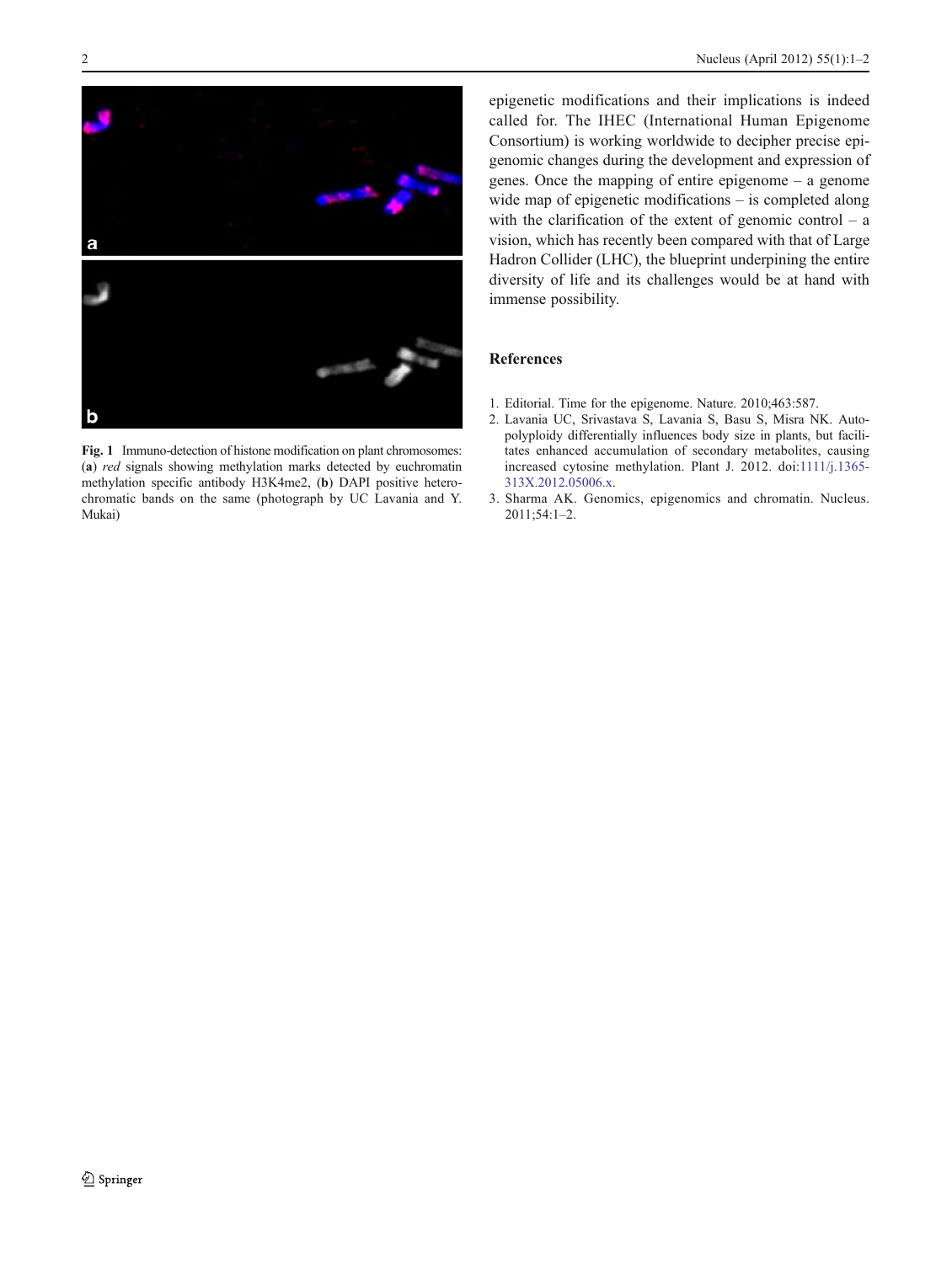Fig. 1 Immuno-detection of histone modification on plant chromosomes: (**a**) *red* signals showing methylation marks detected by euchromatin methylation specific antibody H3K4me2, (**b**) DAPI positive heterochromatic bands on the same (photograph by UC Lavania and Y. Mukai)

epigenetic modifications and their implications is indeed called for. The IHEC (International Human Epigenome Consortium) is working worldwide to decipher precise epigenomic changes during the development and expression of genes. Once the mapping of entire epigenome – a genome wide map of epigenetic modifications – is completed along with the clarification of the extent of genomic control – a vision, which has recently been compared with that of Large Hadron Collider (LHC), the blueprint underpining the entire diversity of life and its challenges would be at hand with immense possibility.

## References

1. Editorial. Time for the epigenome. Nature. 2010;463:587.
2. Lavania UC, Srivastava S, Lavania S, Basu S, Misra NK. Autopolyploidy differentially influences body size in plants, but facilitates enhanced accumulation of secondary metabolites, causing increased cytosine methylation. Plant J. 2012. doi:1111/j.1365-313X.2012.05006.x.
3. Sharma AK. Genomics, epigenomics and chromatin. Nucleus. 2011;54:1–2.